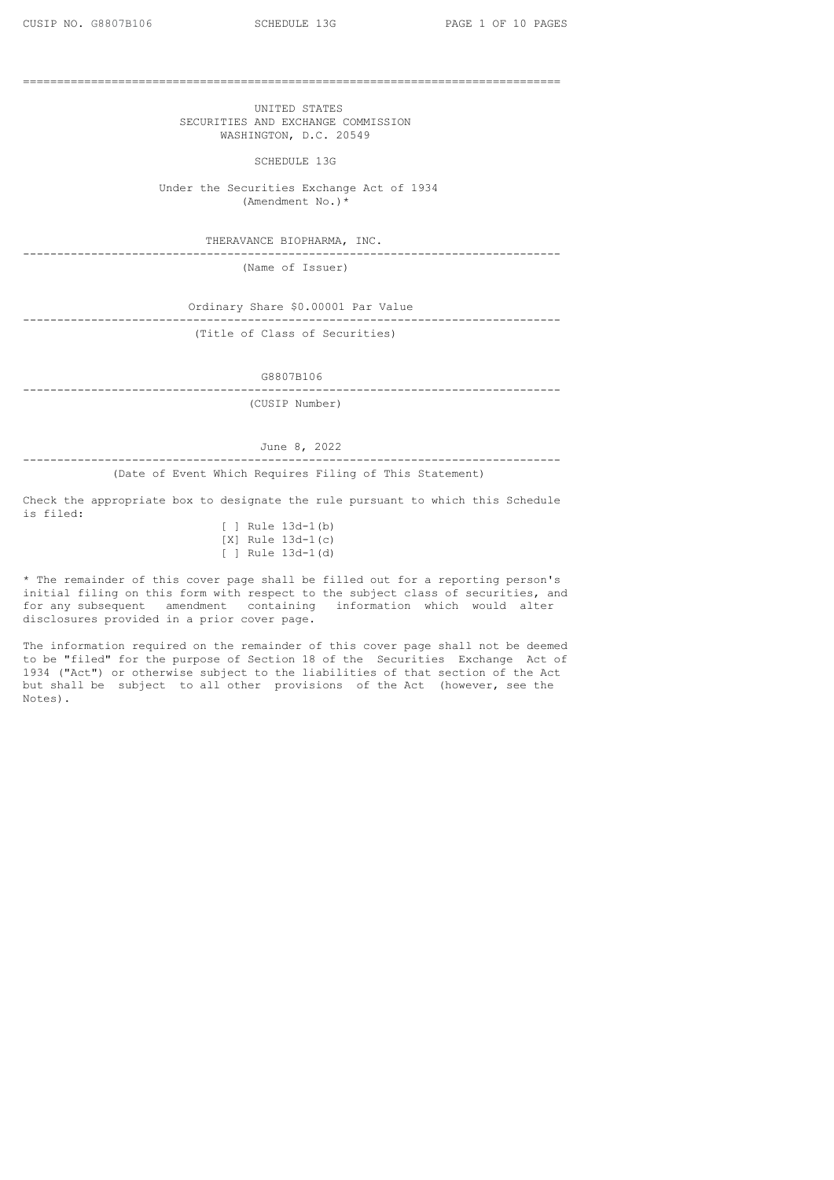UNITED STATES
SECURITIES AND EXCHANGE COMMISSION
WASHINGTON, D.C. 20549

# SCHEDULE 13G

Under the Securities Exchange Act of 1934
(Amendment No.)*

THERAVANCE BIOPHARMA, INC.

(Name of Issuer)

Ordinary Share $0.00001 Par Value

(Title of Class of Securities)

G8807B106

(CUSIP Number)

June 8, 2022

(Date of Event Which Requires Filing of This Statement)

Check the appropriate box to designate the rule pursuant to which this Schedule is filed:

[ ] Rule 13d-1(b)
[X] Rule 13d-1(c)
[ ] Rule 13d-1(d)

* The remainder of this cover page shall be filled out for a reporting person's initial filing on this form with respect to the subject class of securities, and for any subsequent amendment containing information which would alter disclosures provided in a prior cover page.

The information required on the remainder of this cover page shall not be deemed to be "filed" for the purpose of Section 18 of the Securities Exchange Act of 1934 ("Act") or otherwise subject to the liabilities of that section of the Act but shall be subject to all other provisions of the Act (however, see the Notes).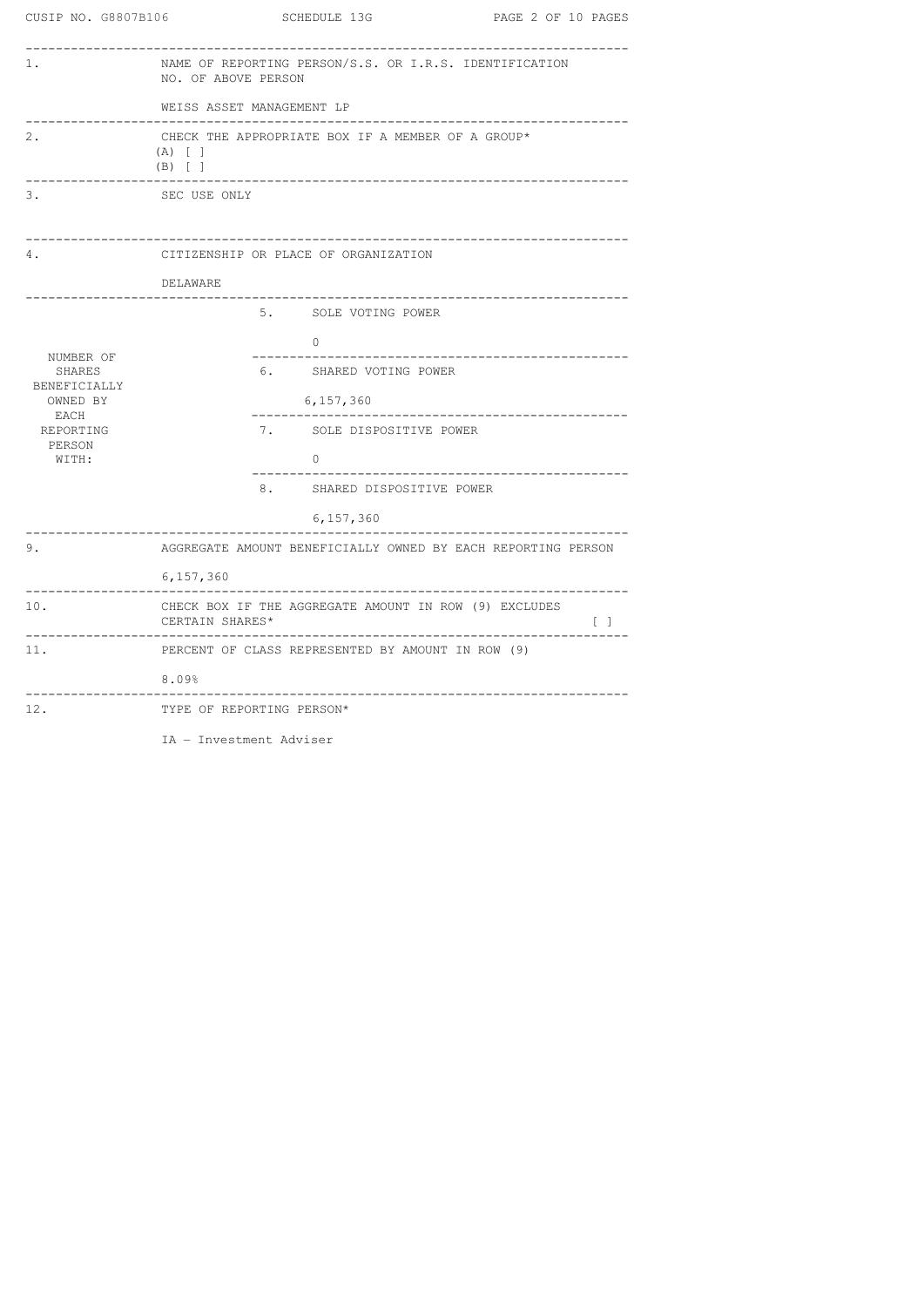CUSIP NO. G8807B106 SCHEDULE 13G

| | | |
|---|---|---|
| 1. | NAME OF REPORTING PERSON/S.S. OR I.R.S. IDENTIFICATION NO. OF ABOVE PERSON<br><br>WEISS ASSET MANAGEMENT LP | |
| 2. | CHECK THE APPROPRIATE BOX IF A MEMBER OF A GROUP*<br>(A) [ ]<br>(B) [ ] | |
| 3. | SEC USE ONLY | |
| 4. | CITIZENSHIP OR PLACE OF ORGANIZATION<br><br>DELAWARE | |
| NUMBER OF SHARES BENEFICIALLY OWNED BY EACH REPORTING PERSON WITH: | 5. SOLE VOTING POWER<br><br>0 | |
| | 6. SHARED VOTING POWER<br><br>6,157,360 | |
| | 7. SOLE DISPOSITIVE POWER<br><br>0 | |
| | 8. SHARED DISPOSITIVE POWER<br><br>6,157,360 | |
| 9. | AGGREGATE AMOUNT BENEFICIALLY OWNED BY EACH REPORTING PERSON<br><br>6,157,360 | |
| 10. | CHECK BOX IF THE AGGREGATE AMOUNT IN ROW (9) EXCLUDES CERTAIN SHARES* | [ ] |
| 11. | PERCENT OF CLASS REPRESENTED BY AMOUNT IN ROW (9)<br><br>8.09% | |
| 12. | TYPE OF REPORTING PERSON*<br><br>IA – Investment Adviser | |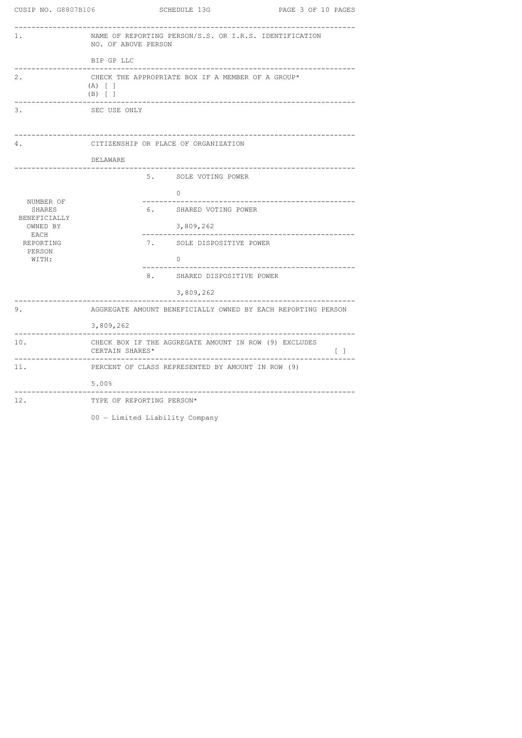CUSIP NO. G8807B106 SCHEDULE 13G

| | | |
|---|---|---|
| 1. | NAME OF REPORTING PERSON/S.S. OR I.R.S. IDENTIFICATION NO. OF ABOVE PERSON<br><br>BIP GP LLC | |
| 2. | CHECK THE APPROPRIATE BOX IF A MEMBER OF A GROUP*<br>(A) [ ]<br>(B) [ ] | |
| 3. | SEC USE ONLY | |
| 4. | CITIZENSHIP OR PLACE OF ORGANIZATION<br><br>DELAWARE | |
| NUMBER OF SHARES BENEFICIALLY OWNED BY EACH REPORTING PERSON WITH: | 5. SOLE VOTING POWER | 0 |
| | 6. SHARED VOTING POWER | 3,809,262 |
| | 7. SOLE DISPOSITIVE POWER | 0 |
| | 8. SHARED DISPOSITIVE POWER | 3,809,262 |
| 9. | AGGREGATE AMOUNT BENEFICIALLY OWNED BY EACH REPORTING PERSON<br><br>3,809,262 | |
| 10. | CHECK BOX IF THE AGGREGATE AMOUNT IN ROW (9) EXCLUDES CERTAIN SHARES* | [ ] |
| 11. | PERCENT OF CLASS REPRESENTED BY AMOUNT IN ROW (9)<br><br>5.00% | |
| 12. | TYPE OF REPORTING PERSON*<br><br>00 - Limited Liability Company | |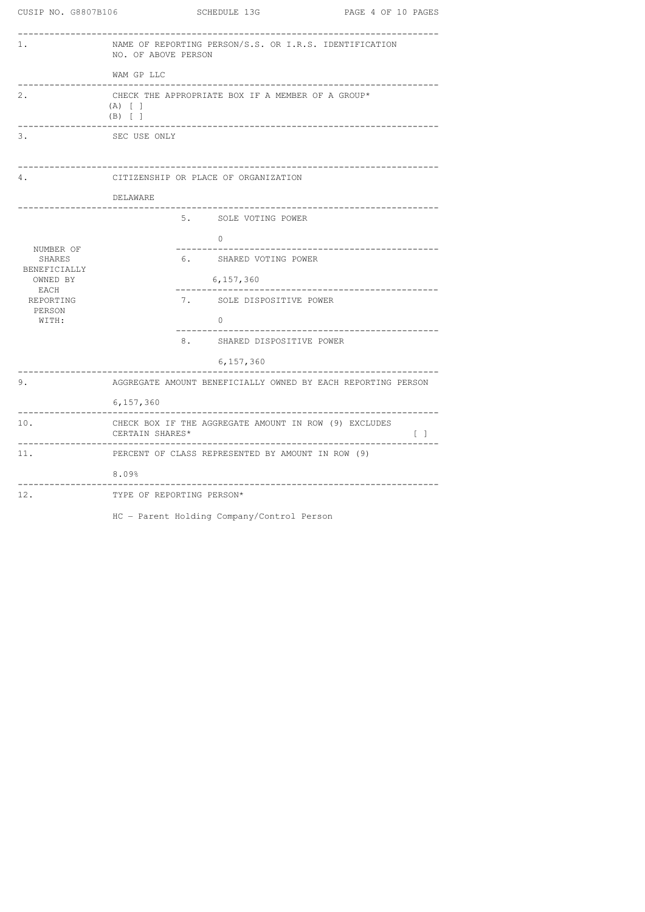CUSIP NO. G8807B106 SCHEDULE 13G

| | | |
|---|---|---|
| 1. | NAME OF REPORTING PERSON/S.S. OR I.R.S. IDENTIFICATION NO. OF ABOVE PERSON<br><br>WAM GP LLC | |
| 2. | CHECK THE APPROPRIATE BOX IF A MEMBER OF A GROUP*<br>(A) [ ]<br>(B) [ ] | |
| 3. | SEC USE ONLY | |
| 4. | CITIZENSHIP OR PLACE OF ORGANIZATION<br><br>DELAWARE | |
| NUMBER OF SHARES BENEFICIALLY OWNED BY EACH REPORTING PERSON WITH: | 5. SOLE VOTING POWER | 0 |
| | 6. SHARED VOTING POWER | 6,157,360 |
| | 7. SOLE DISPOSITIVE POWER | 0 |
| | 8. SHARED DISPOSITIVE POWER | 6,157,360 |
| 9. | AGGREGATE AMOUNT BENEFICIALLY OWNED BY EACH REPORTING PERSON<br><br>6,157,360 | |
| 10. | CHECK BOX IF THE AGGREGATE AMOUNT IN ROW (9) EXCLUDES CERTAIN SHARES* | [ ] |
| 11. | PERCENT OF CLASS REPRESENTED BY AMOUNT IN ROW (9)<br><br>8.09% | |
| 12. | TYPE OF REPORTING PERSON*<br><br>HC - Parent Holding Company/Control Person | |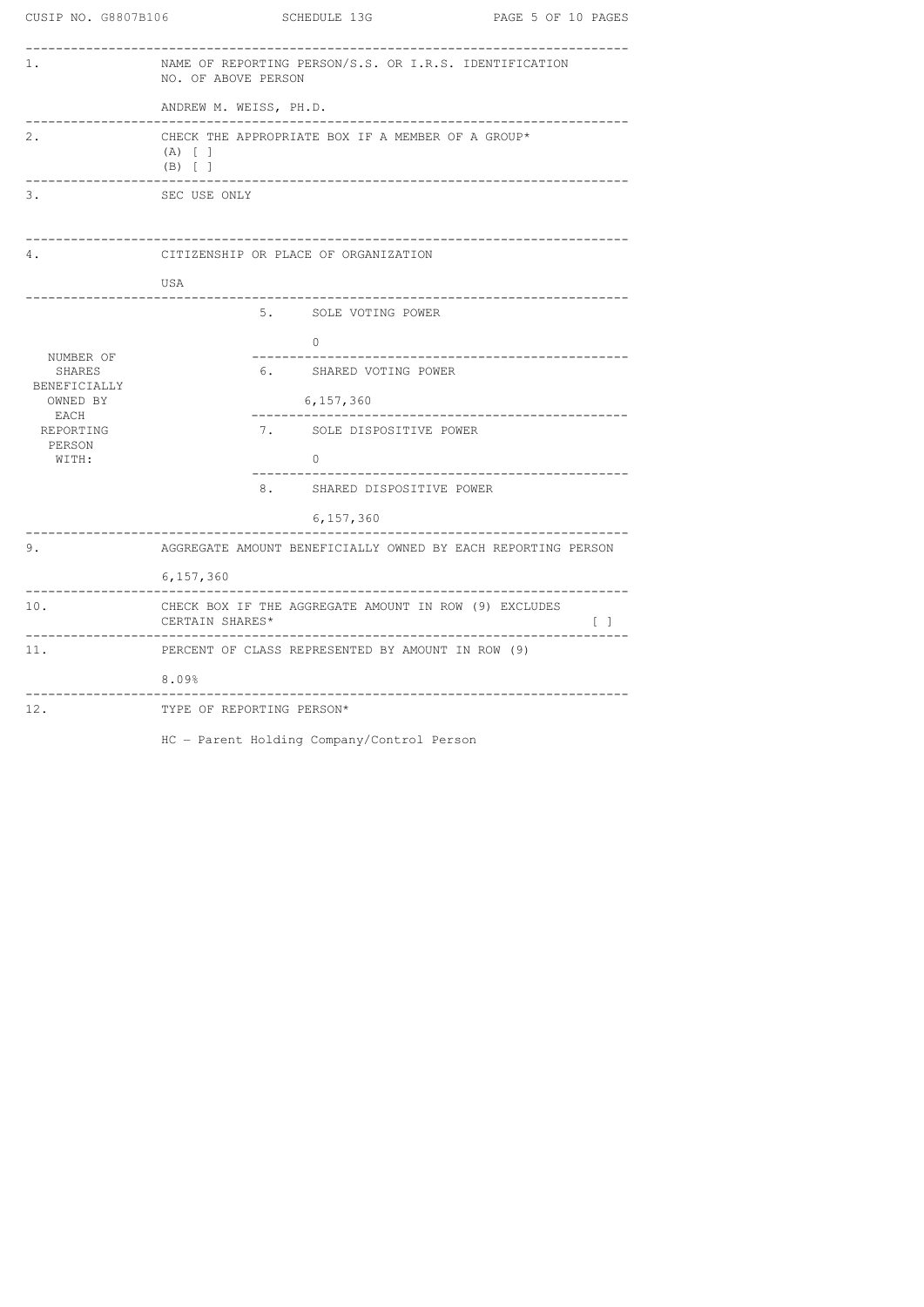CUSIP NO. G8807B106 SCHEDULE 13G

| | | |
|---|---|---|
| 1. | NAME OF REPORTING PERSON/S.S. OR I.R.S. IDENTIFICATION NO. OF ABOVE PERSON<br><br>ANDREW M. WEISS, PH.D. | |
| 2. | CHECK THE APPROPRIATE BOX IF A MEMBER OF A GROUP*<br>(A) [ ]<br>(B) [ ] | |
| 3. | SEC USE ONLY | |
| 4. | CITIZENSHIP OR PLACE OF ORGANIZATION<br><br>USA | |
| NUMBER OF SHARES BENEFICIALLY OWNED BY EACH REPORTING PERSON WITH: | 5. SOLE VOTING POWER | 0 |
| | 6. SHARED VOTING POWER | 6,157,360 |
| | 7. SOLE DISPOSITIVE POWER | 0 |
| | 8. SHARED DISPOSITIVE POWER | 6,157,360 |
| 9. | AGGREGATE AMOUNT BENEFICIALLY OWNED BY EACH REPORTING PERSON<br><br>6,157,360 | |
| 10. | CHECK BOX IF THE AGGREGATE AMOUNT IN ROW (9) EXCLUDES CERTAIN SHARES* | [ ] |
| 11. | PERCENT OF CLASS REPRESENTED BY AMOUNT IN ROW (9)<br><br>8.09% | |
| 12. | TYPE OF REPORTING PERSON*<br><br>HC - Parent Holding Company/Control Person | |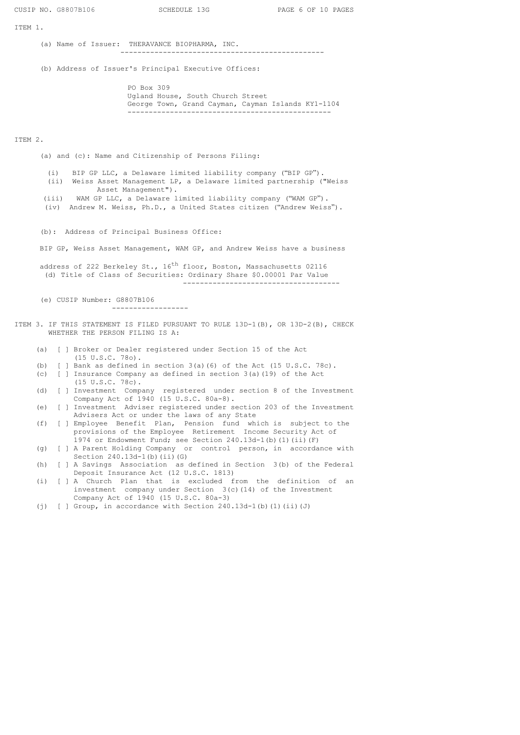## ITEM 1.

(a) Name of Issuer: THERAVANCE BIOPHARMA, INC.

(b) Address of Issuer's Principal Executive Offices:

PO Box 309
Ugland House, South Church Street
George Town, Grand Cayman, Cayman Islands KY1-1104

## ITEM 2.

(a) and (c): Name and Citizenship of Persons Filing:

(i) BIP GP LLC, a Delaware limited liability company ("BIP GP").
(ii) Weiss Asset Management LP, a Delaware limited partnership ("Weiss Asset Management").
(iii) WAM GP LLC, a Delaware limited liability company ("WAM GP").
(iv) Andrew M. Weiss, Ph.D., a United States citizen ("Andrew Weiss").

(b): Address of Principal Business Office:

BIP GP, Weiss Asset Management, WAM GP, and Andrew Weiss have a business address of 222 Berkeley St., 16th floor, Boston, Massachusetts 02116

(d) Title of Class of Securities: Ordinary Share $0.00001 Par Value

(e) CUSIP Number: G8807B106

## ITEM 3. IF THIS STATEMENT IS FILED PURSUANT TO RULE 13D-1(B), OR 13D-2(B), CHECK WHETHER THE PERSON FILING IS A:

(a) [ ] Broker or Dealer registered under Section 15 of the Act (15 U.S.C. 78o).
(b) [ ] Bank as defined in section 3(a)(6) of the Act (15 U.S.C. 78c).
(c) [ ] Insurance Company as defined in section 3(a)(19) of the Act (15 U.S.C. 78c).
(d) [ ] Investment Company registered under section 8 of the Investment Company Act of 1940 (15 U.S.C. 80a-8).
(e) [ ] Investment Adviser registered under section 203 of the Investment Advisers Act or under the laws of any State
(f) [ ] Employee Benefit Plan, Pension fund which is subject to the provisions of the Employee Retirement Income Security Act of 1974 or Endowment Fund; see Section 240.13d-1(b)(1)(ii)(F)
(g) [ ] A Parent Holding Company or control person, in accordance with Section 240.13d-1(b)(ii)(G)
(h) [ ] A Savings Association as defined in Section 3(b) of the Federal Deposit Insurance Act (12 U.S.C. 1813)
(i) [ ] A Church Plan that is excluded from the definition of an investment company under Section 3(c)(14) of the Investment Company Act of 1940 (15 U.S.C. 80a-3)
(j) [ ] Group, in accordance with Section 240.13d-1(b)(1)(ii)(J)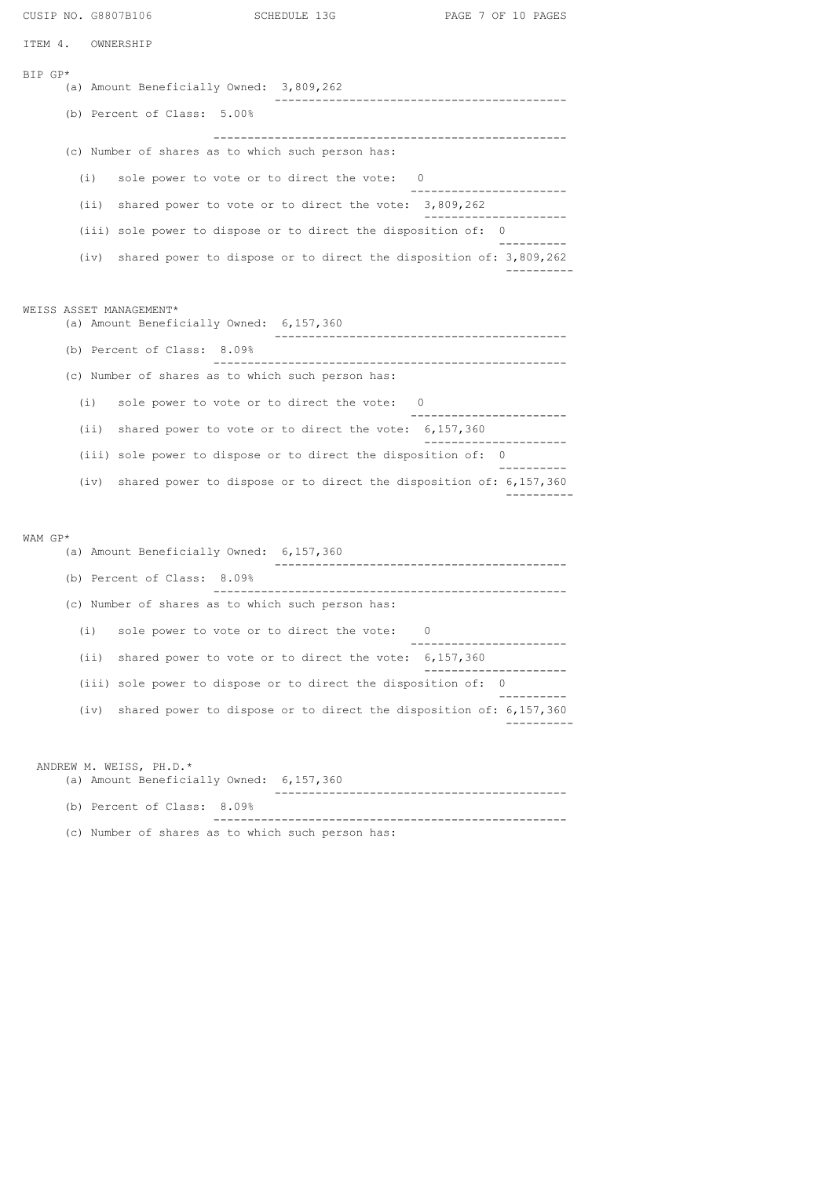ITEM 4. OWNERSHIP

BIP GP*

(a) Amount Beneficially Owned: 3,809,262

(b) Percent of Class: 5.00%

(c) Number of shares as to which such person has:

(i) sole power to vote or to direct the vote: 0

(ii) shared power to vote or to direct the vote: 3,809,262

(iii) sole power to dispose or to direct the disposition of: 0

(iv) shared power to dispose or to direct the disposition of: 3,809,262

WEISS ASSET MANAGEMENT*

(a) Amount Beneficially Owned: 6,157,360

(b) Percent of Class: 8.09%

(c) Number of shares as to which such person has:

(i) sole power to vote or to direct the vote: 0

(ii) shared power to vote or to direct the vote: 6,157,360

(iii) sole power to dispose or to direct the disposition of: 0

(iv) shared power to dispose or to direct the disposition of: 6,157,360

WAM GP*

(a) Amount Beneficially Owned: 6,157,360

(b) Percent of Class: 8.09%

(c) Number of shares as to which such person has:

(i) sole power to vote or to direct the vote: 0

(ii) shared power to vote or to direct the vote: 6,157,360

(iii) sole power to dispose or to direct the disposition of: 0

(iv) shared power to dispose or to direct the disposition of: 6,157,360

ANDREW M. WEISS, PH.D.*

(a) Amount Beneficially Owned: 6,157,360

(b) Percent of Class: 8.09%

(c) Number of shares as to which such person has: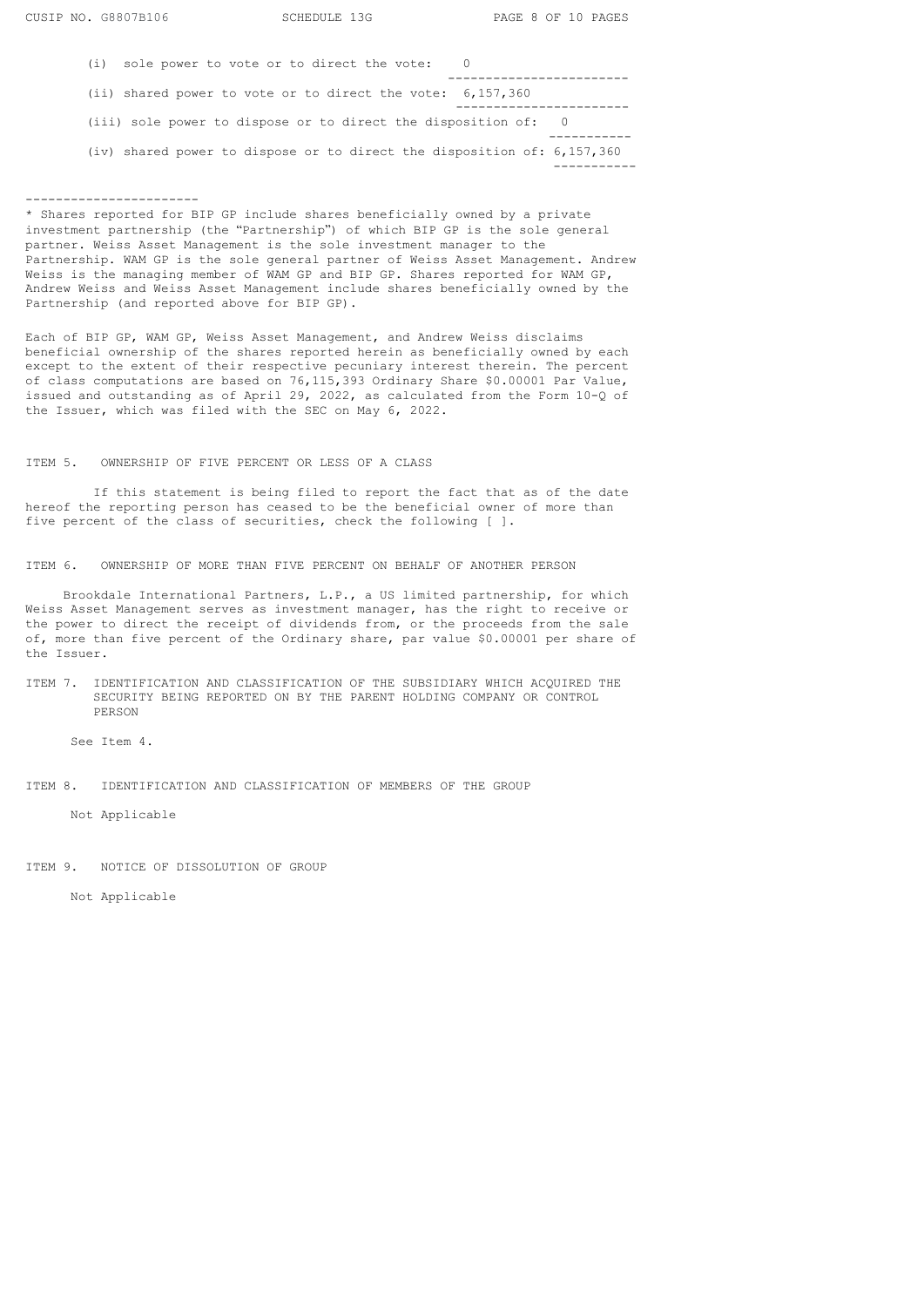(i) sole power to vote or to direct the vote: 0

(ii) shared power to vote or to direct the vote: 6,157,360

(iii) sole power to dispose or to direct the disposition of: 0

(iv) shared power to dispose or to direct the disposition of: 6,157,360

---

* Shares reported for BIP GP include shares beneficially owned by a private investment partnership (the "Partnership") of which BIP GP is the sole general partner. Weiss Asset Management is the sole investment manager to the Partnership. WAM GP is the sole general partner of Weiss Asset Management. Andrew Weiss is the managing member of WAM GP and BIP GP. Shares reported for WAM GP, Andrew Weiss and Weiss Asset Management include shares beneficially owned by the Partnership (and reported above for BIP GP).

Each of BIP GP, WAM GP, Weiss Asset Management, and Andrew Weiss disclaims beneficial ownership of the shares reported herein as beneficially owned by each except to the extent of their respective pecuniary interest therein. The percent of class computations are based on 76,115,393 Ordinary Share $0.00001 Par Value, issued and outstanding as of April 29, 2022, as calculated from the Form 10-Q of the Issuer, which was filed with the SEC on May 6, 2022.

ITEM 5. OWNERSHIP OF FIVE PERCENT OR LESS OF A CLASS

If this statement is being filed to report the fact that as of the date hereof the reporting person has ceased to be the beneficial owner of more than five percent of the class of securities, check the following [ ].

ITEM 6. OWNERSHIP OF MORE THAN FIVE PERCENT ON BEHALF OF ANOTHER PERSON

Brookdale International Partners, L.P., a US limited partnership, for which Weiss Asset Management serves as investment manager, has the right to receive or the power to direct the receipt of dividends from, or the proceeds from the sale of, more than five percent of the Ordinary share, par value $0.00001 per share of the Issuer.

ITEM 7. IDENTIFICATION AND CLASSIFICATION OF THE SUBSIDIARY WHICH ACQUIRED THE SECURITY BEING REPORTED ON BY THE PARENT HOLDING COMPANY OR CONTROL PERSON

See Item 4.

ITEM 8. IDENTIFICATION AND CLASSIFICATION OF MEMBERS OF THE GROUP

Not Applicable

ITEM 9. NOTICE OF DISSOLUTION OF GROUP

Not Applicable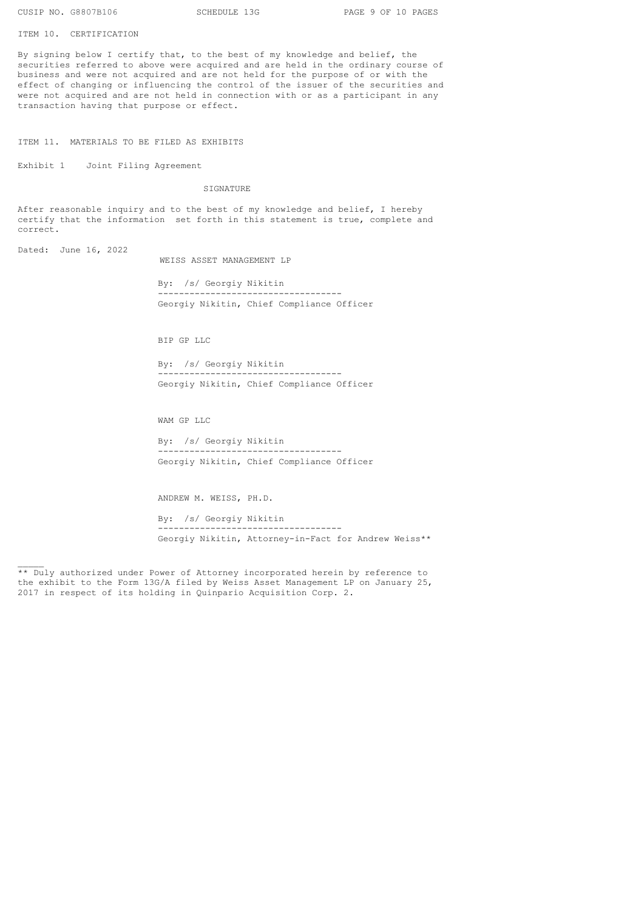## ITEM 10. CERTIFICATION

By signing below I certify that, to the best of my knowledge and belief, the securities referred to above were acquired and are held in the ordinary course of business and were not acquired and are not held for the purpose of or with the effect of changing or influencing the control of the issuer of the securities and were not acquired and are not held in connection with or as a participant in any transaction having that purpose or effect.

## ITEM 11. MATERIALS TO BE FILED AS EXHIBITS

Exhibit 1 Joint Filing Agreement

## SIGNATURE

After reasonable inquiry and to the best of my knowledge and belief, I hereby certify that the information set forth in this statement is true, complete and correct.

Dated: June 16, 2022

WEISS ASSET MANAGEMENT LP

By: /s/ Georgiy Nikitin
Georgiy Nikitin, Chief Compliance Officer

BIP GP LLC

By: /s/ Georgiy Nikitin
Georgiy Nikitin, Chief Compliance Officer

WAM GP LLC

By: /s/ Georgiy Nikitin
Georgiy Nikitin, Chief Compliance Officer

ANDREW M. WEISS, PH.D.

By: /s/ Georgiy Nikitin
Georgiy Nikitin, Attorney-in-Fact for Andrew Weiss**

---

** Duly authorized under Power of Attorney incorporated herein by reference to the exhibit to the Form 13G/A filed by Weiss Asset Management LP on January 25, 2017 in respect of its holding in Quinpario Acquisition Corp. 2.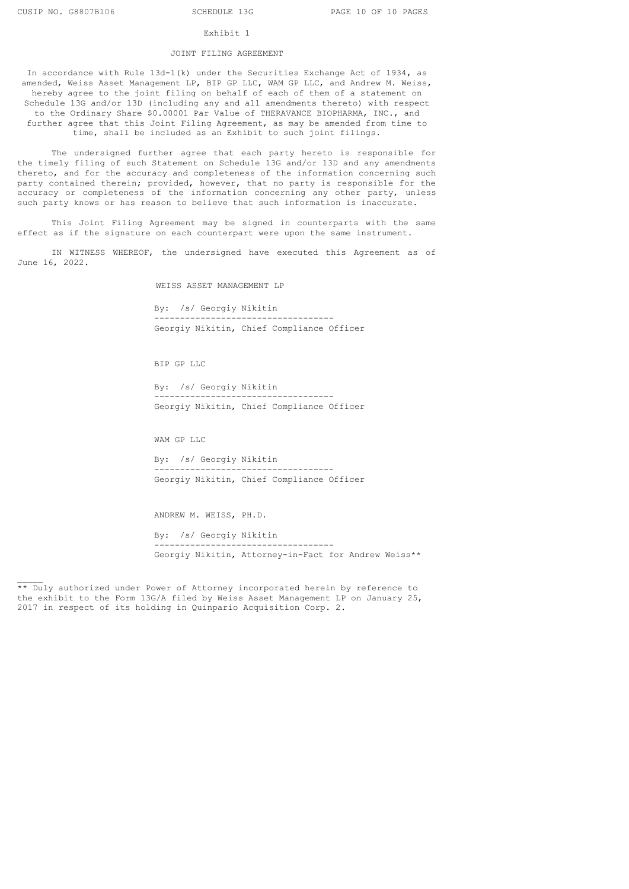Exhibit 1

## JOINT FILING AGREEMENT

In accordance with Rule 13d-1(k) under the Securities Exchange Act of 1934, as amended, Weiss Asset Management LP, BIP GP LLC, WAM GP LLC, and Andrew M. Weiss, hereby agree to the joint filing on behalf of each of them of a statement on Schedule 13G and/or 13D (including any and all amendments thereto) with respect to the Ordinary Share $0.00001 Par Value of THERAVANCE BIOPHARMA, INC., and further agree that this Joint Filing Agreement, as may be amended from time to time, shall be included as an Exhibit to such joint filings.

The undersigned further agree that each party hereto is responsible for the timely filing of such Statement on Schedule 13G and/or 13D and any amendments thereto, and for the accuracy and completeness of the information concerning such party contained therein; provided, however, that no party is responsible for the accuracy or completeness of the information concerning any other party, unless such party knows or has reason to believe that such information is inaccurate.

This Joint Filing Agreement may be signed in counterparts with the same effect as if the signature on each counterpart were upon the same instrument.

IN WITNESS WHEREOF, the undersigned have executed this Agreement as of June 16, 2022.

WEISS ASSET MANAGEMENT LP

By: /s/ Georgiy Nikitin
Georgiy Nikitin, Chief Compliance Officer

BIP GP LLC

By: /s/ Georgiy Nikitin
Georgiy Nikitin, Chief Compliance Officer

WAM GP LLC

By: /s/ Georgiy Nikitin
Georgiy Nikitin, Chief Compliance Officer

ANDREW M. WEISS, PH.D.

By: /s/ Georgiy Nikitin
Georgiy Nikitin, Attorney-in-Fact for Andrew Weiss**

** Duly authorized under Power of Attorney incorporated herein by reference to the exhibit to the Form 13G/A filed by Weiss Asset Management LP on January 25, 2017 in respect of its holding in Quinpario Acquisition Corp. 2.